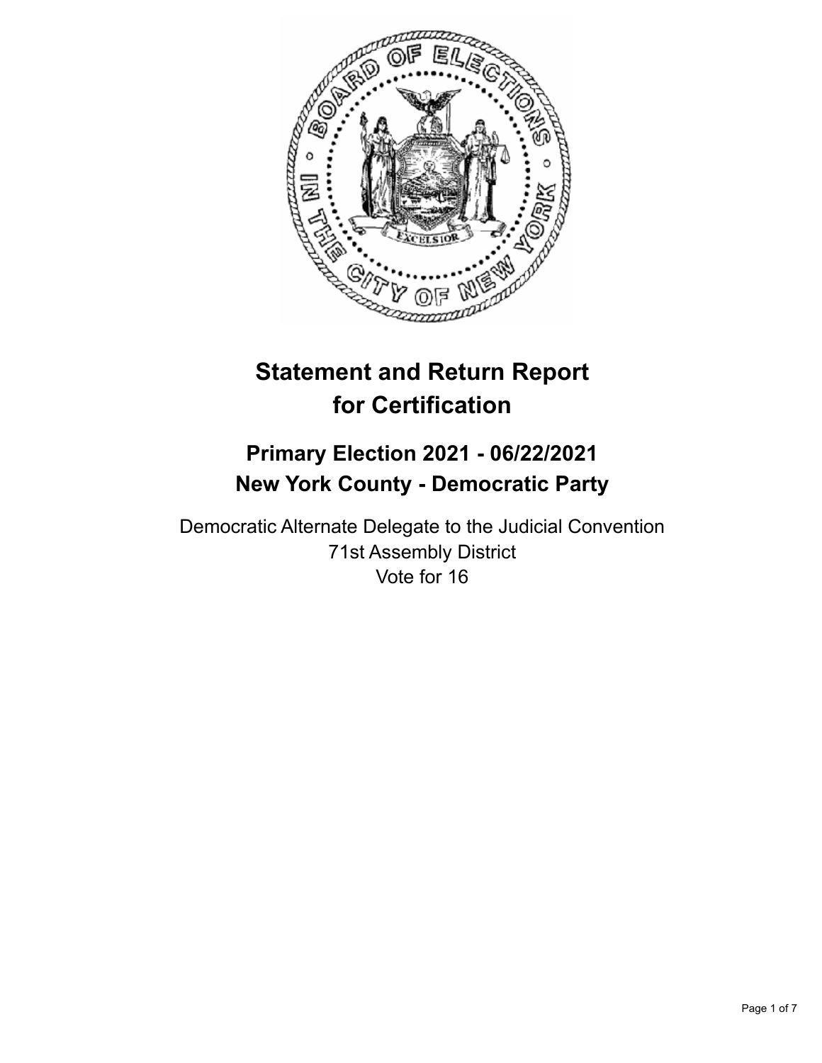# Statement and Return Report for Certification

## Primary Election 2021 - 06/22/2021
## New York County - Democratic Party

Democratic Alternate Delegate to the Judicial Convention
71st Assembly District
Vote for 16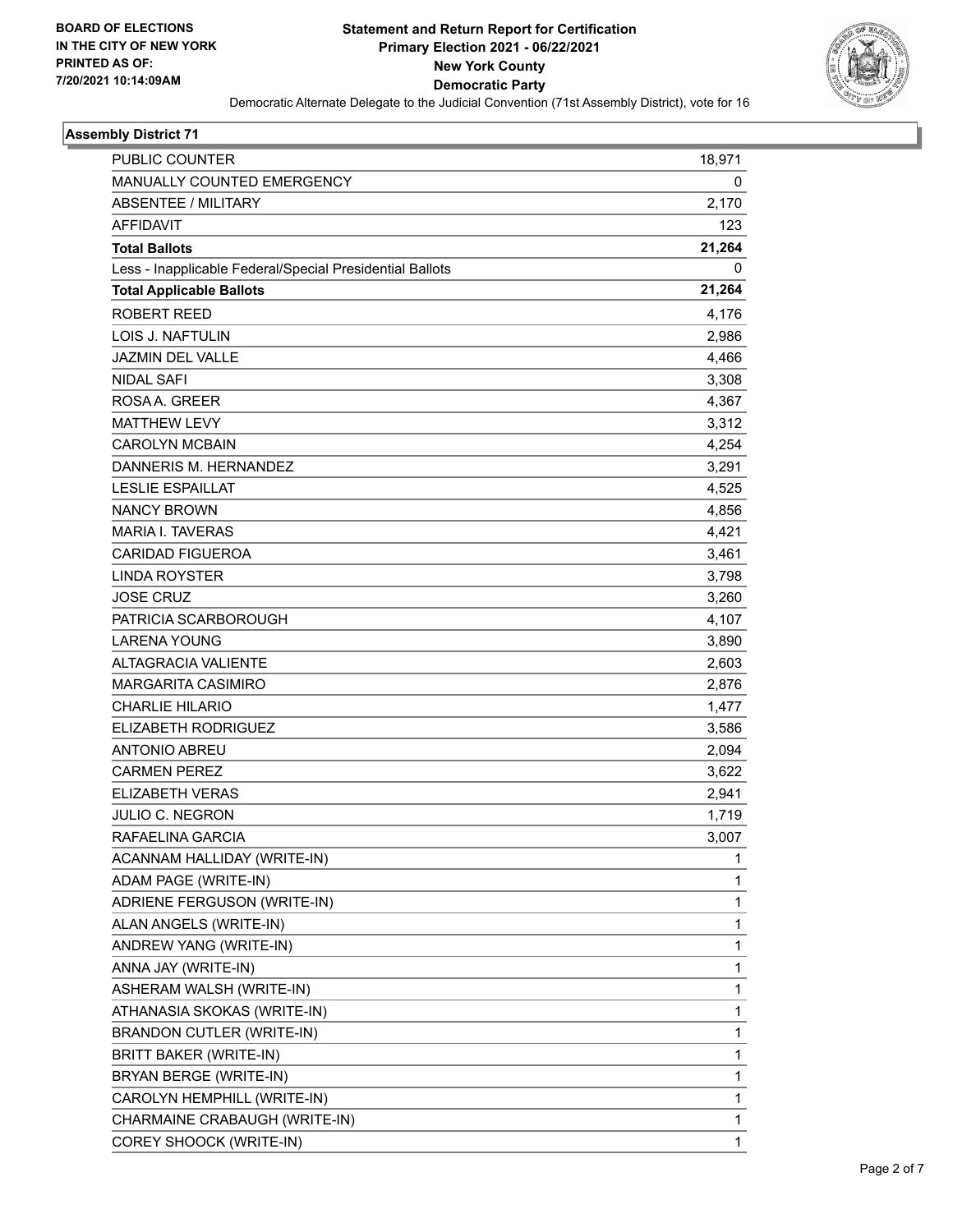**BOARD OF ELECTIONS IN THE CITY OF NEW YORK PRINTED AS OF: 7/20/2021 10:14:09AM**

# Statement and Return Report for Certification Primary Election 2021 - 06/22/2021 New York County Democratic Party

Democratic Alternate Delegate to the Judicial Convention (71st Assembly District), vote for 16

## Assembly District 71

| | |
|---|---|
| PUBLIC COUNTER | 18,971 |
| MANUALLY COUNTED EMERGENCY | 0 |
| ABSENTEE / MILITARY | 2,170 |
| AFFIDAVIT | 123 |
| **Total Ballots** | **21,264** |
| Less - Inapplicable Federal/Special Presidential Ballots | 0 |
| **Total Applicable Ballots** | **21,264** |
| ROBERT REED | 4,176 |
| LOIS J. NAFTULIN | 2,986 |
| JAZMIN DEL VALLE | 4,466 |
| NIDAL SAFI | 3,308 |
| ROSA A. GREER | 4,367 |
| MATTHEW LEVY | 3,312 |
| CAROLYN MCBAIN | 4,254 |
| DANNERIS M. HERNANDEZ | 3,291 |
| LESLIE ESPAILLAT | 4,525 |
| NANCY BROWN | 4,856 |
| MARIA I. TAVERAS | 4,421 |
| CARIDAD FIGUEROA | 3,461 |
| LINDA ROYSTER | 3,798 |
| JOSE CRUZ | 3,260 |
| PATRICIA SCARBOROUGH | 4,107 |
| LARENA YOUNG | 3,890 |
| ALTAGRACIA VALIENTE | 2,603 |
| MARGARITA CASIMIRO | 2,876 |
| CHARLIE HILARIO | 1,477 |
| ELIZABETH RODRIGUEZ | 3,586 |
| ANTONIO ABREU | 2,094 |
| CARMEN PEREZ | 3,622 |
| ELIZABETH VERAS | 2,941 |
| JULIO C. NEGRON | 1,719 |
| RAFAELINA GARCIA | 3,007 |
| ACANNAM HALLIDAY (WRITE-IN) | 1 |
| ADAM PAGE (WRITE-IN) | 1 |
| ADRIENE FERGUSON (WRITE-IN) | 1 |
| ALAN ANGELS (WRITE-IN) | 1 |
| ANDREW YANG (WRITE-IN) | 1 |
| ANNA JAY (WRITE-IN) | 1 |
| ASHERAM WALSH (WRITE-IN) | 1 |
| ATHANASIA SKOKAS (WRITE-IN) | 1 |
| BRANDON CUTLER (WRITE-IN) | 1 |
| BRITT BAKER (WRITE-IN) | 1 |
| BRYAN BERGE (WRITE-IN) | 1 |
| CAROLYN HEMPHILL (WRITE-IN) | 1 |
| CHARMAINE CRABAUGH (WRITE-IN) | 1 |
| COREY SHOOCK (WRITE-IN) | 1 |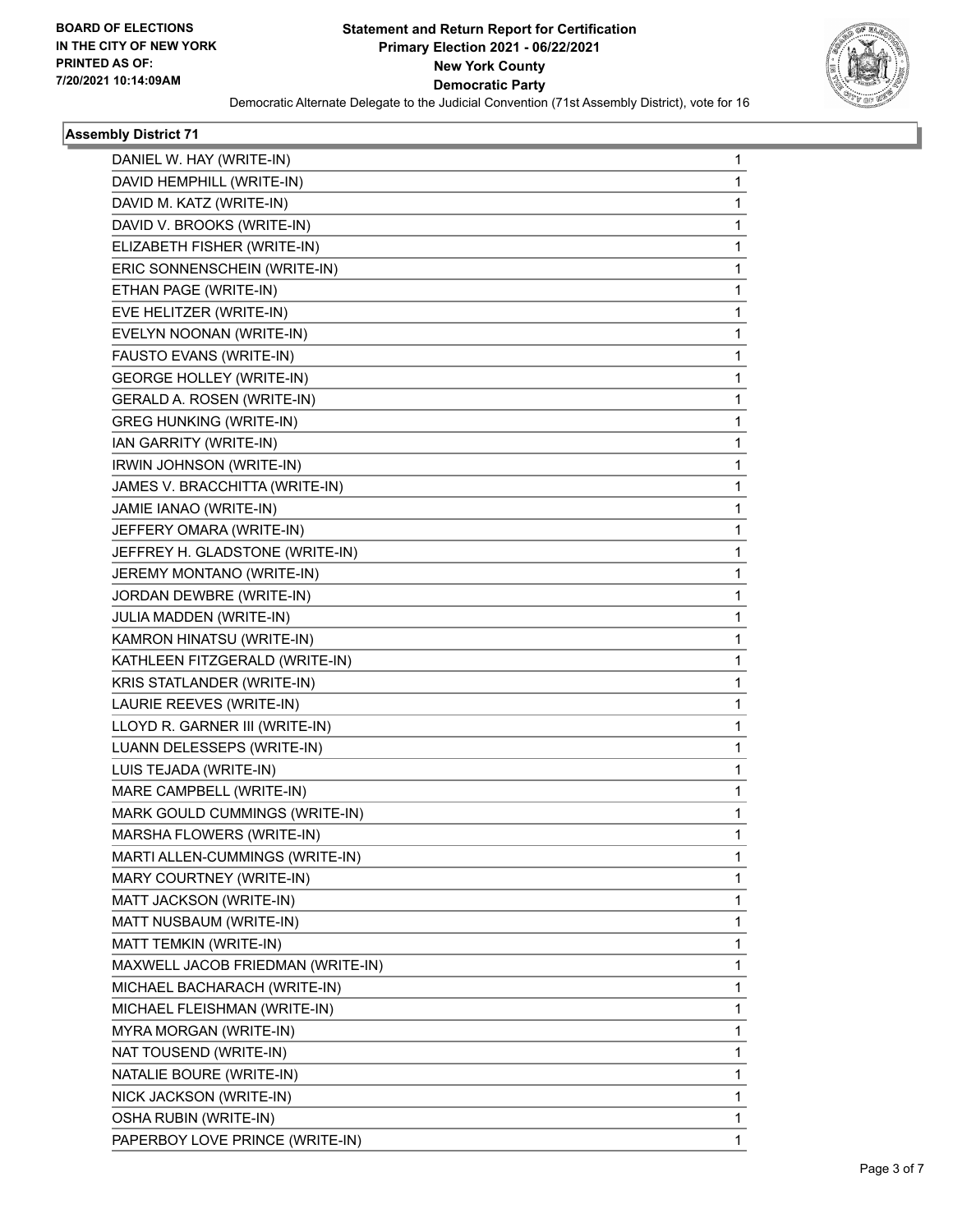# Statement and Return Report for Certification

**Primary Election 2021 - 06/22/2021**
**New York County**
**Democratic Party**

Democratic Alternate Delegate to the Judicial Convention (71st Assembly District), vote for 16

## Assembly District 71

| Candidate | Votes |
|---|---|
| DANIEL W. HAY (WRITE-IN) | 1 |
| DAVID HEMPHILL (WRITE-IN) | 1 |
| DAVID M. KATZ (WRITE-IN) | 1 |
| DAVID V. BROOKS (WRITE-IN) | 1 |
| ELIZABETH FISHER (WRITE-IN) | 1 |
| ERIC SONNENSCHEIN (WRITE-IN) | 1 |
| ETHAN PAGE (WRITE-IN) | 1 |
| EVE HELITZER (WRITE-IN) | 1 |
| EVELYN NOONAN (WRITE-IN) | 1 |
| FAUSTO EVANS (WRITE-IN) | 1 |
| GEORGE HOLLEY (WRITE-IN) | 1 |
| GERALD A. ROSEN (WRITE-IN) | 1 |
| GREG HUNKING (WRITE-IN) | 1 |
| IAN GARRITY (WRITE-IN) | 1 |
| IRWIN JOHNSON (WRITE-IN) | 1 |
| JAMES V. BRACCHITTA (WRITE-IN) | 1 |
| JAMIE IANAO (WRITE-IN) | 1 |
| JEFFERY OMARA (WRITE-IN) | 1 |
| JEFFREY H. GLADSTONE (WRITE-IN) | 1 |
| JEREMY MONTANO (WRITE-IN) | 1 |
| JORDAN DEWBRE (WRITE-IN) | 1 |
| JULIA MADDEN (WRITE-IN) | 1 |
| KAMRON HINATSU (WRITE-IN) | 1 |
| KATHLEEN FITZGERALD (WRITE-IN) | 1 |
| KRIS STATLANDER (WRITE-IN) | 1 |
| LAURIE REEVES (WRITE-IN) | 1 |
| LLOYD R. GARNER III (WRITE-IN) | 1 |
| LUANN DELESSEPS (WRITE-IN) | 1 |
| LUIS TEJADA (WRITE-IN) | 1 |
| MARE CAMPBELL (WRITE-IN) | 1 |
| MARK GOULD CUMMINGS (WRITE-IN) | 1 |
| MARSHA FLOWERS (WRITE-IN) | 1 |
| MARTI ALLEN-CUMMINGS (WRITE-IN) | 1 |
| MARY COURTNEY (WRITE-IN) | 1 |
| MATT JACKSON (WRITE-IN) | 1 |
| MATT NUSBAUM (WRITE-IN) | 1 |
| MATT TEMKIN (WRITE-IN) | 1 |
| MAXWELL JACOB FRIEDMAN (WRITE-IN) | 1 |
| MICHAEL BACHARACH (WRITE-IN) | 1 |
| MICHAEL FLEISHMAN (WRITE-IN) | 1 |
| MYRA MORGAN (WRITE-IN) | 1 |
| NAT TOUSEND (WRITE-IN) | 1 |
| NATALIE BOURE (WRITE-IN) | 1 |
| NICK JACKSON (WRITE-IN) | 1 |
| OSHA RUBIN (WRITE-IN) | 1 |
| PAPERBOY LOVE PRINCE (WRITE-IN) | 1 |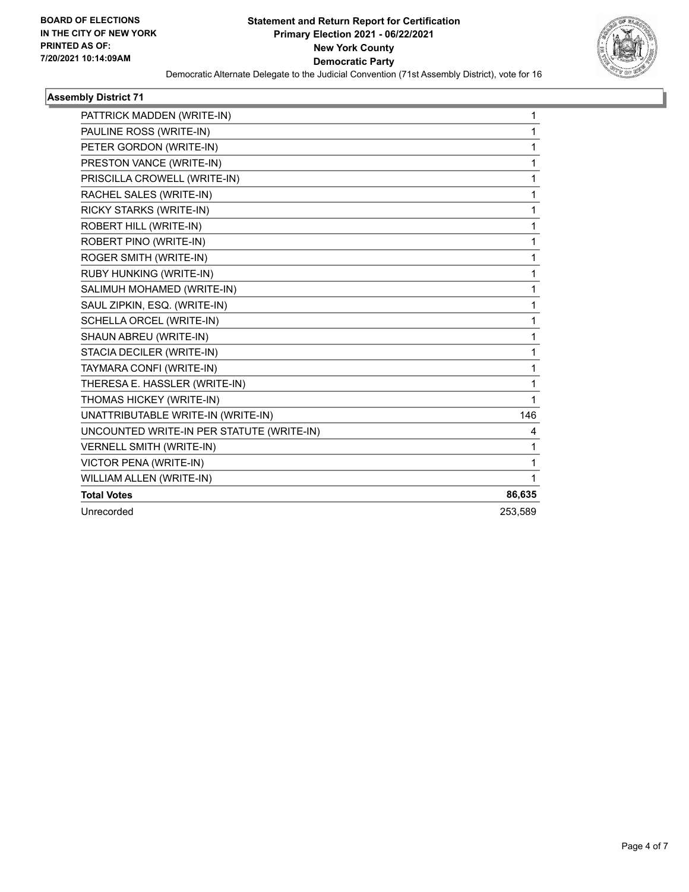BOARD OF ELECTIONS
IN THE CITY OF NEW YORK
PRINTED AS OF:
7/20/2021 10:14:09AM

**Statement and Return Report for Certification**
**Primary Election 2021 - 06/22/2021**
**New York County**
**Democratic Party**
Democratic Alternate Delegate to the Judicial Convention (71st Assembly District), vote for 16

### Assembly District 71

| Candidate | Votes |
|---|---|
| PATTRICK MADDEN (WRITE-IN) | 1 |
| PAULINE ROSS (WRITE-IN) | 1 |
| PETER GORDON (WRITE-IN) | 1 |
| PRESTON VANCE (WRITE-IN) | 1 |
| PRISCILLA CROWELL (WRITE-IN) | 1 |
| RACHEL SALES (WRITE-IN) | 1 |
| RICKY STARKS (WRITE-IN) | 1 |
| ROBERT HILL (WRITE-IN) | 1 |
| ROBERT PINO (WRITE-IN) | 1 |
| ROGER SMITH (WRITE-IN) | 1 |
| RUBY HUNKING (WRITE-IN) | 1 |
| SALIMUH MOHAMED (WRITE-IN) | 1 |
| SAUL ZIPKIN, ESQ. (WRITE-IN) | 1 |
| SCHELLA ORCEL (WRITE-IN) | 1 |
| SHAUN ABREU (WRITE-IN) | 1 |
| STACIA DECILER (WRITE-IN) | 1 |
| TAYMARA CONFI (WRITE-IN) | 1 |
| THERESA E. HASSLER (WRITE-IN) | 1 |
| THOMAS HICKEY (WRITE-IN) | 1 |
| UNATTRIBUTABLE WRITE-IN (WRITE-IN) | 146 |
| UNCOUNTED WRITE-IN PER STATUTE (WRITE-IN) | 4 |
| VERNELL SMITH (WRITE-IN) | 1 |
| VICTOR PENA (WRITE-IN) | 1 |
| WILLIAM ALLEN (WRITE-IN) | 1 |
| **Total Votes** | **86,635** |
| Unrecorded | 253,589 |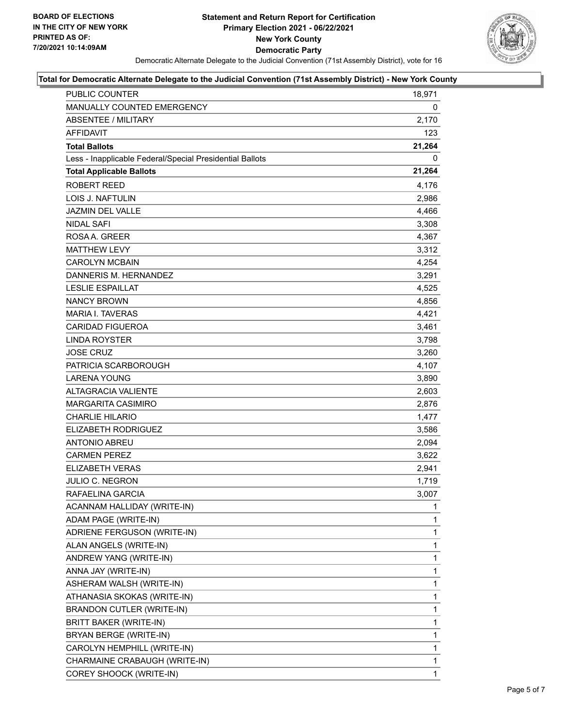**BOARD OF ELECTIONS IN THE CITY OF NEW YORK PRINTED AS OF: 7/20/2021 10:14:09AM**

# Statement and Return Report for Certification
## Primary Election 2021 - 06/22/2021
## New York County
## Democratic Party

Democratic Alternate Delegate to the Judicial Convention (71st Assembly District), vote for 16

### Total for Democratic Alternate Delegate to the Judicial Convention (71st Assembly District) - New York County

| | |
|---|---|
| PUBLIC COUNTER | 18,971 |
| MANUALLY COUNTED EMERGENCY | 0 |
| ABSENTEE / MILITARY | 2,170 |
| AFFIDAVIT | 123 |
| **Total Ballots** | **21,264** |
| Less - Inapplicable Federal/Special Presidential Ballots | 0 |
| **Total Applicable Ballots** | **21,264** |
| ROBERT REED | 4,176 |
| LOIS J. NAFTULIN | 2,986 |
| JAZMIN DEL VALLE | 4,466 |
| NIDAL SAFI | 3,308 |
| ROSA A. GREER | 4,367 |
| MATTHEW LEVY | 3,312 |
| CAROLYN MCBAIN | 4,254 |
| DANNERIS M. HERNANDEZ | 3,291 |
| LESLIE ESPAILLAT | 4,525 |
| NANCY BROWN | 4,856 |
| MARIA I. TAVERAS | 4,421 |
| CARIDAD FIGUEROA | 3,461 |
| LINDA ROYSTER | 3,798 |
| JOSE CRUZ | 3,260 |
| PATRICIA SCARBOROUGH | 4,107 |
| LARENA YOUNG | 3,890 |
| ALTAGRACIA VALIENTE | 2,603 |
| MARGARITA CASIMIRO | 2,876 |
| CHARLIE HILARIO | 1,477 |
| ELIZABETH RODRIGUEZ | 3,586 |
| ANTONIO ABREU | 2,094 |
| CARMEN PEREZ | 3,622 |
| ELIZABETH VERAS | 2,941 |
| JULIO C. NEGRON | 1,719 |
| RAFAELINA GARCIA | 3,007 |
| ACANNAM HALLIDAY (WRITE-IN) | 1 |
| ADAM PAGE (WRITE-IN) | 1 |
| ADRIENE FERGUSON (WRITE-IN) | 1 |
| ALAN ANGELS (WRITE-IN) | 1 |
| ANDREW YANG (WRITE-IN) | 1 |
| ANNA JAY (WRITE-IN) | 1 |
| ASHERAM WALSH (WRITE-IN) | 1 |
| ATHANASIA SKOKAS (WRITE-IN) | 1 |
| BRANDON CUTLER (WRITE-IN) | 1 |
| BRITT BAKER (WRITE-IN) | 1 |
| BRYAN BERGE (WRITE-IN) | 1 |
| CAROLYN HEMPHILL (WRITE-IN) | 1 |
| CHARMAINE CRABAUGH (WRITE-IN) | 1 |
| COREY SHOOCK (WRITE-IN) | 1 |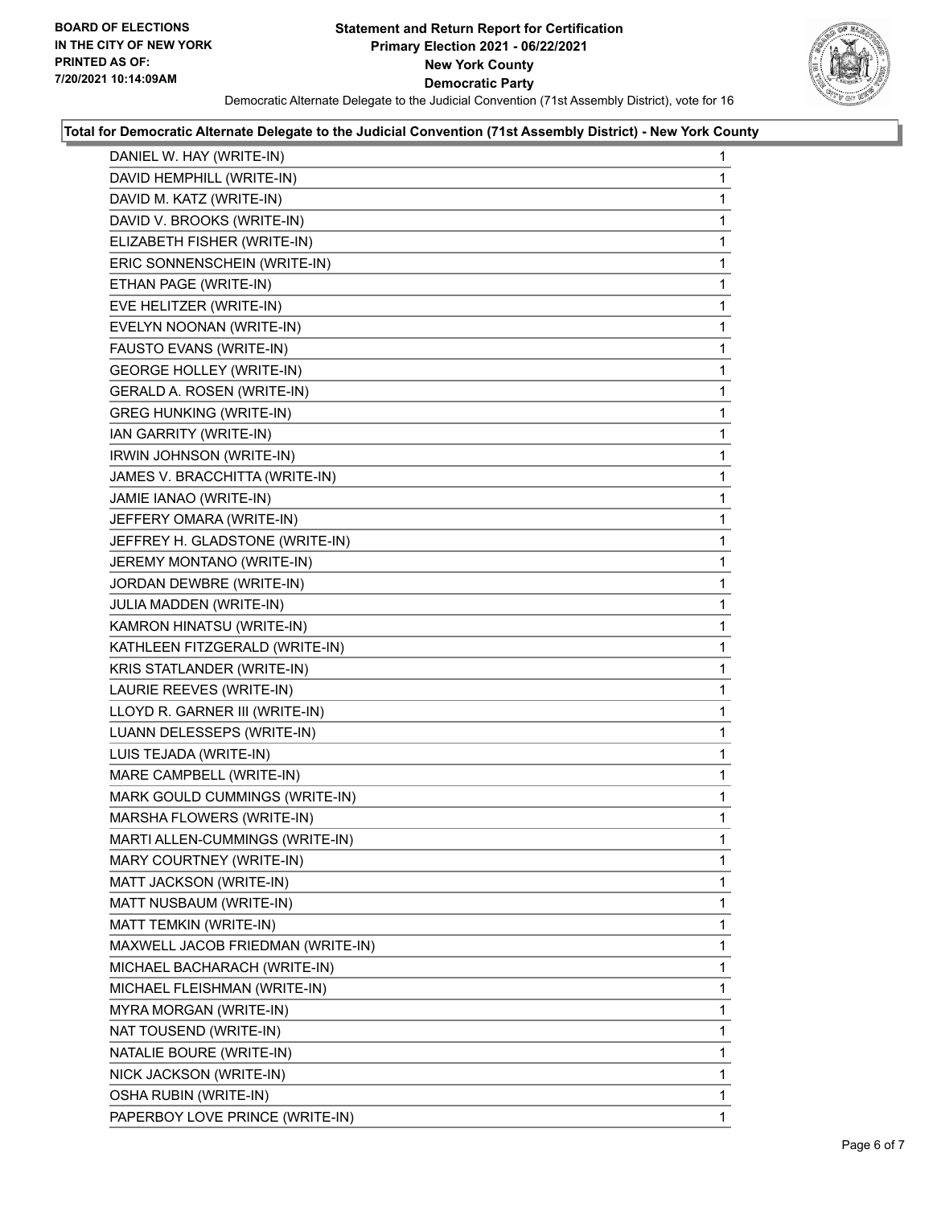**BOARD OF ELECTIONS IN THE CITY OF NEW YORK PRINTED AS OF: 7/20/2021 10:14:09AM**

# Statement and Return Report for Certification
## Primary Election 2021 - 06/22/2021
## New York County
## Democratic Party

Democratic Alternate Delegate to the Judicial Convention (71st Assembly District), vote for 16

### Total for Democratic Alternate Delegate to the Judicial Convention (71st Assembly District) - New York County

| | |
|---|---|
| DANIEL W. HAY (WRITE-IN) | 1 |
| DAVID HEMPHILL (WRITE-IN) | 1 |
| DAVID M. KATZ (WRITE-IN) | 1 |
| DAVID V. BROOKS (WRITE-IN) | 1 |
| ELIZABETH FISHER (WRITE-IN) | 1 |
| ERIC SONNENSCHEIN (WRITE-IN) | 1 |
| ETHAN PAGE (WRITE-IN) | 1 |
| EVE HELITZER (WRITE-IN) | 1 |
| EVELYN NOONAN (WRITE-IN) | 1 |
| FAUSTO EVANS (WRITE-IN) | 1 |
| GEORGE HOLLEY (WRITE-IN) | 1 |
| GERALD A. ROSEN (WRITE-IN) | 1 |
| GREG HUNKING (WRITE-IN) | 1 |
| IAN GARRITY (WRITE-IN) | 1 |
| IRWIN JOHNSON (WRITE-IN) | 1 |
| JAMES V. BRACCHITTA (WRITE-IN) | 1 |
| JAMIE IANAO (WRITE-IN) | 1 |
| JEFFERY OMARA (WRITE-IN) | 1 |
| JEFFREY H. GLADSTONE (WRITE-IN) | 1 |
| JEREMY MONTANO (WRITE-IN) | 1 |
| JORDAN DEWBRE (WRITE-IN) | 1 |
| JULIA MADDEN (WRITE-IN) | 1 |
| KAMRON HINATSU (WRITE-IN) | 1 |
| KATHLEEN FITZGERALD (WRITE-IN) | 1 |
| KRIS STATLANDER (WRITE-IN) | 1 |
| LAURIE REEVES (WRITE-IN) | 1 |
| LLOYD R. GARNER III (WRITE-IN) | 1 |
| LUANN DELESSEPS (WRITE-IN) | 1 |
| LUIS TEJADA (WRITE-IN) | 1 |
| MARE CAMPBELL (WRITE-IN) | 1 |
| MARK GOULD CUMMINGS (WRITE-IN) | 1 |
| MARSHA FLOWERS (WRITE-IN) | 1 |
| MARTI ALLEN-CUMMINGS (WRITE-IN) | 1 |
| MARY COURTNEY (WRITE-IN) | 1 |
| MATT JACKSON (WRITE-IN) | 1 |
| MATT NUSBAUM (WRITE-IN) | 1 |
| MATT TEMKIN (WRITE-IN) | 1 |
| MAXWELL JACOB FRIEDMAN (WRITE-IN) | 1 |
| MICHAEL BACHARACH (WRITE-IN) | 1 |
| MICHAEL FLEISHMAN (WRITE-IN) | 1 |
| MYRA MORGAN (WRITE-IN) | 1 |
| NAT TOUSEND (WRITE-IN) | 1 |
| NATALIE BOURE (WRITE-IN) | 1 |
| NICK JACKSON (WRITE-IN) | 1 |
| OSHA RUBIN (WRITE-IN) | 1 |
| PAPERBOY LOVE PRINCE (WRITE-IN) | 1 |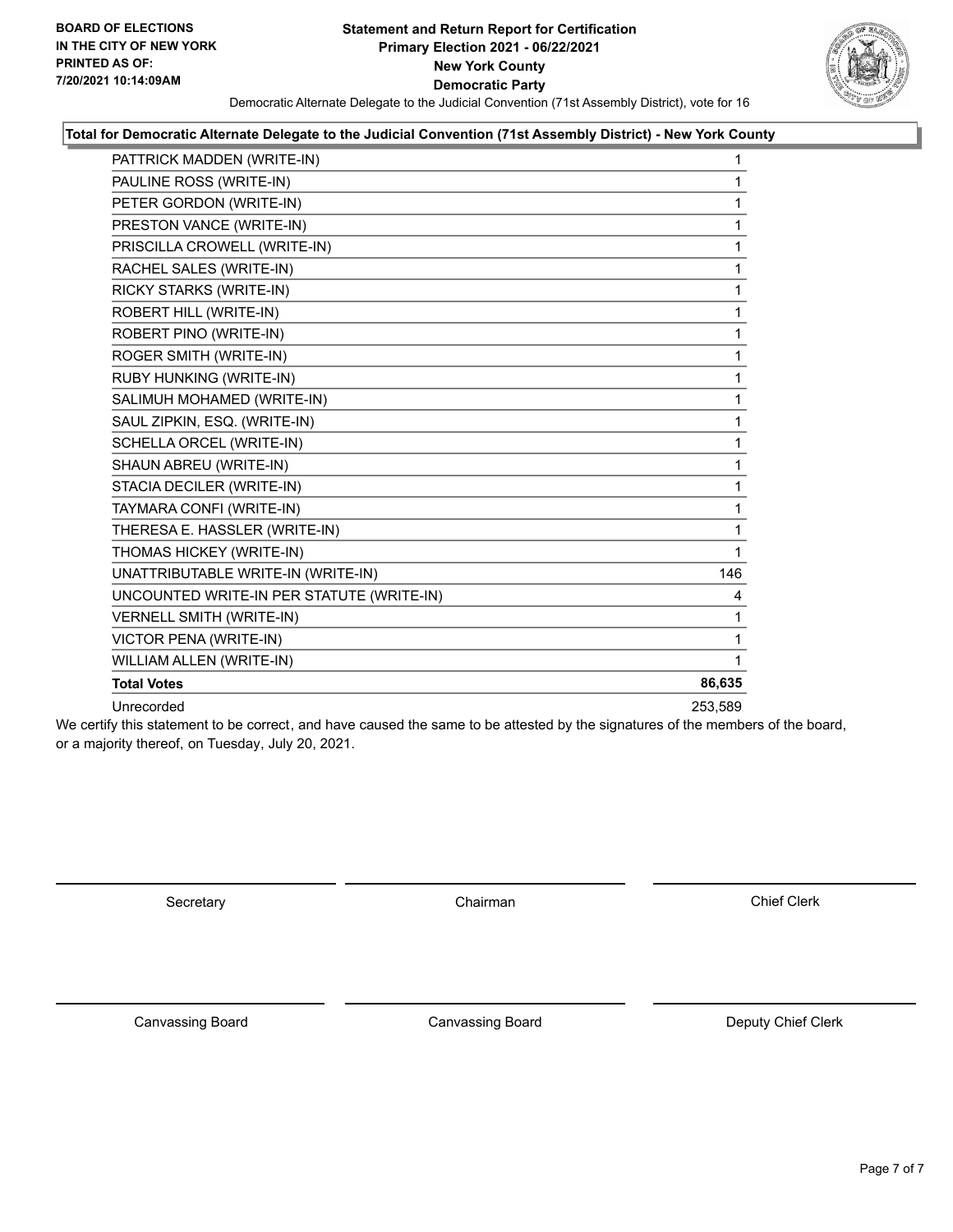**BOARD OF ELECTIONS IN THE CITY OF NEW YORK PRINTED AS OF: 7/20/2021 10:14:09AM**

**Statement and Return Report for Certification**
**Primary Election 2021 - 06/22/2021**
**New York County**
**Democratic Party**

Democratic Alternate Delegate to the Judicial Convention (71st Assembly District), vote for 16

**Total for Democratic Alternate Delegate to the Judicial Convention (71st Assembly District) - New York County**

| | |
|---|---|
| PATTRICK MADDEN (WRITE-IN) | 1 |
| PAULINE ROSS (WRITE-IN) | 1 |
| PETER GORDON (WRITE-IN) | 1 |
| PRESTON VANCE (WRITE-IN) | 1 |
| PRISCILLA CROWELL (WRITE-IN) | 1 |
| RACHEL SALES (WRITE-IN) | 1 |
| RICKY STARKS (WRITE-IN) | 1 |
| ROBERT HILL (WRITE-IN) | 1 |
| ROBERT PINO (WRITE-IN) | 1 |
| ROGER SMITH (WRITE-IN) | 1 |
| RUBY HUNKING (WRITE-IN) | 1 |
| SALIMUH MOHAMED (WRITE-IN) | 1 |
| SAUL ZIPKIN, ESQ. (WRITE-IN) | 1 |
| SCHELLA ORCEL (WRITE-IN) | 1 |
| SHAUN ABREU (WRITE-IN) | 1 |
| STACIA DECILER (WRITE-IN) | 1 |
| TAYMARA CONFI (WRITE-IN) | 1 |
| THERESA E. HASSLER (WRITE-IN) | 1 |
| THOMAS HICKEY (WRITE-IN) | 1 |
| UNATTRIBUTABLE WRITE-IN (WRITE-IN) | 146 |
| UNCOUNTED WRITE-IN PER STATUTE (WRITE-IN) | 4 |
| VERNELL SMITH (WRITE-IN) | 1 |
| VICTOR PENA (WRITE-IN) | 1 |
| WILLIAM ALLEN (WRITE-IN) | 1 |
| **Total Votes** | **86,635** |
| Unrecorded | 253,589 |

We certify this statement to be correct, and have caused the same to be attested by the signatures of the members of the board, or a majority thereof, on Tuesday, July 20, 2021.

Secretary

Chairman

Chief Clerk

Canvassing Board

Canvassing Board

Deputy Chief Clerk